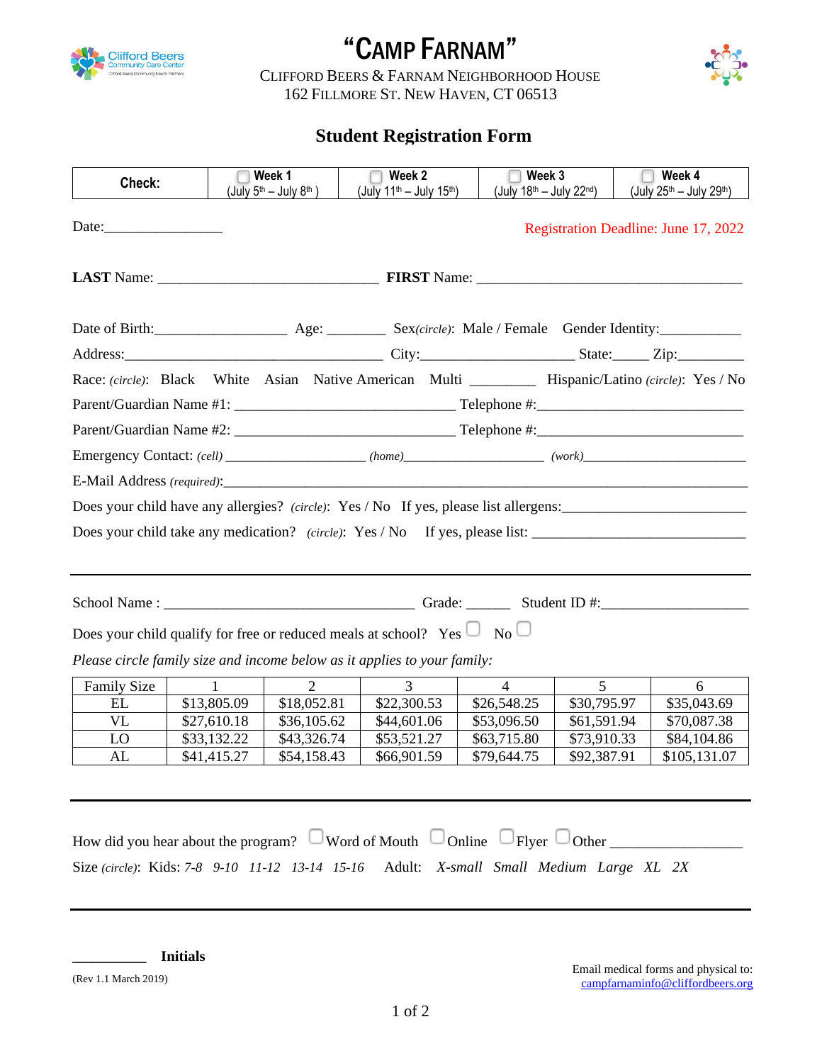# "CAMP FARNAM"

CLIFFORD BEERS & FARNAM NEIGHBORHOOD HOUSE
162 FILLMORE ST. NEW HAVEN, CT 06513

## Student Registration Form

| Check: | ☐ Week 1 (July 5th – July 8th ) | ☐ Week 2 (July 11th – July 15th) | ☐ Week 3 (July 18th – July 22nd) | ☐ Week 4 (July 25th – July 29th) |
|---|---|---|---|---|

Date:________________ Registration Deadline: June 17, 2022

**LAST** Name: ______________________________ **FIRST** Name: ____________________________________

Date of Birth:_________________ Age: ________ Sex*(circle)*: Male / Female Gender Identity:___________

Address:___________________________________ City:____________________ State:_____ Zip:_________

Race: *(circle)*: Black White Asian Native American Multi _________ Hispanic/Latino *(circle)*: Yes / No

Parent/Guardian Name #1: ______________________________ Telephone #:____________________________

Parent/Guardian Name #2: ______________________________ Telephone #:____________________________

Emergency Contact: *(cell)* ___________________ *(home)*___________________ *(work)*______________________

E-Mail Address *(required)*:_________________________________________________________________________

Does your child have any allergies? *(circle)*: Yes / No If yes, please list allergens:________________________

Does your child take any medication? *(circle)*: Yes / No If yes, please list: _____________________________

---

School Name : _________________________________ Grade: ______ Student ID #:____________________

Does your child qualify for free or reduced meals at school? Yes ☐ No ☐

*Please circle family size and income below as it applies to your family:*

| Family Size | 1 | 2 | 3 | 4 | 5 | 6 |
|---|---|---|---|---|---|---|
| EL | $13,805.09 | $18,052.81 | $22,300.53 | $26,548.25 | $30,795.97 | $35,043.69 |
| VL | $27,610.18 | $36,105.62 | $44,601.06 | $53,096.50 | $61,591.94 | $70,087.38 |
| LO | $33,132.22 | $43,326.74 | $53,521.27 | $63,715.80 | $73,910.33 | $84,104.86 |
| AL | $41,415.27 | $54,158.43 | $66,901.59 | $79,644.75 | $92,387.91 | $105,131.07 |

---

How did you hear about the program? ☐ Word of Mouth ☐ Online ☐ Flyer ☐ Other _________________

Size *(circle)*: Kids: *7-8 9-10 11-12 13-14 15-16* Adult: *X-small Small Medium Large XL 2X*

---

__________ **Initials**

(Rev 1.1 March 2019)

Email medical forms and physical to:
campfarnaminfo@cliffordbeers.org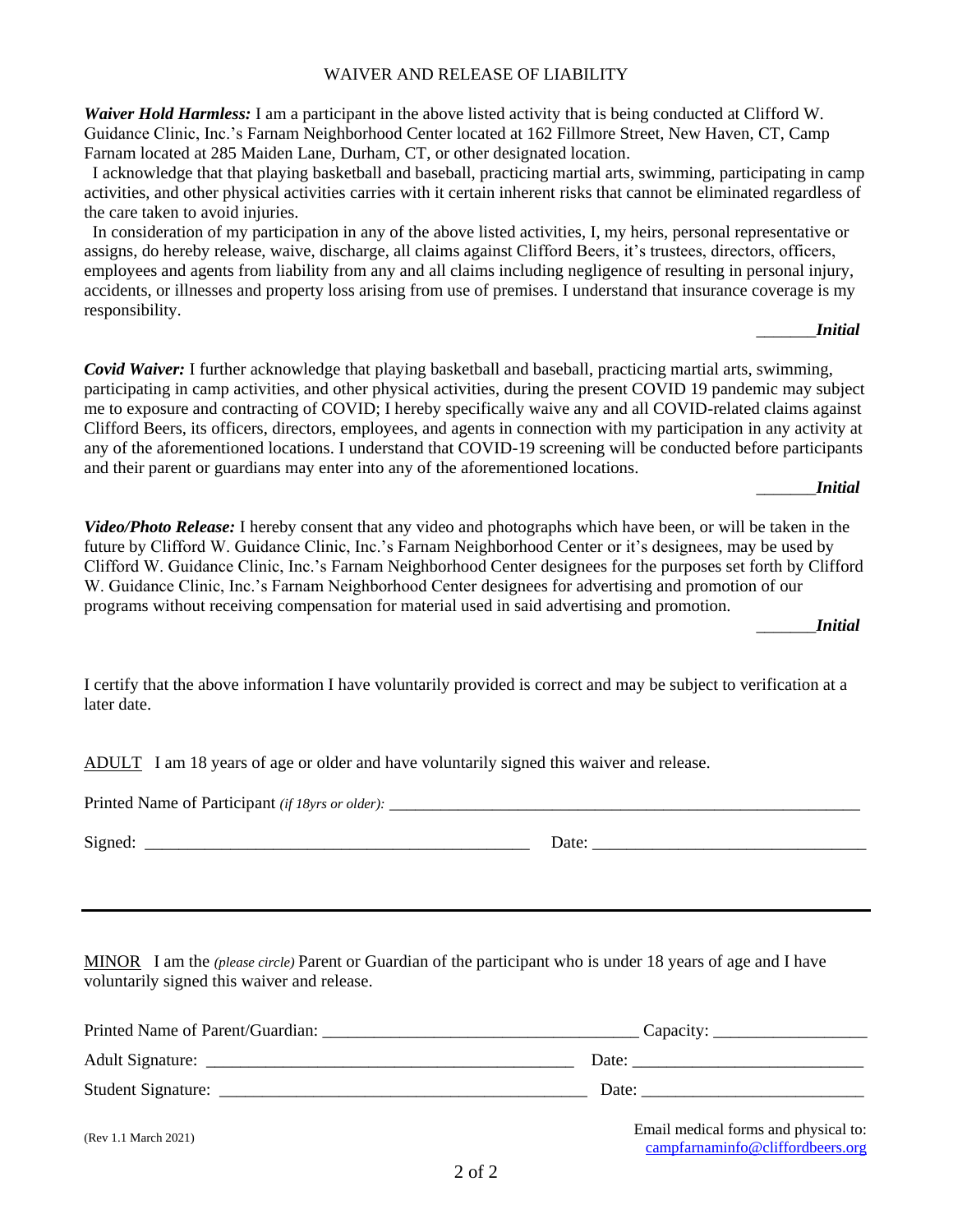# WAIVER AND RELEASE OF LIABILITY

***Waiver Hold Harmless:*** I am a participant in the above listed activity that is being conducted at Clifford W. Guidance Clinic, Inc.'s Farnam Neighborhood Center located at 162 Fillmore Street, New Haven, CT, Camp Farnam located at 285 Maiden Lane, Durham, CT, or other designated location.

I acknowledge that that playing basketball and baseball, practicing martial arts, swimming, participating in camp activities, and other physical activities carries with it certain inherent risks that cannot be eliminated regardless of the care taken to avoid injuries.

In consideration of my participation in any of the above listed activities, I, my heirs, personal representative or assigns, do hereby release, waive, discharge, all claims against Clifford Beers, it's trustees, directors, officers, employees and agents from liability from any and all claims including negligence of resulting in personal injury, accidents, or illnesses and property loss arising from use of premises. I understand that insurance coverage is my responsibility.

_______***Initial***

***Covid Waiver:*** I further acknowledge that playing basketball and baseball, practicing martial arts, swimming, participating in camp activities, and other physical activities, during the present COVID 19 pandemic may subject me to exposure and contracting of COVID; I hereby specifically waive any and all COVID-related claims against Clifford Beers, its officers, directors, employees, and agents in connection with my participation in any activity at any of the aforementioned locations. I understand that COVID-19 screening will be conducted before participants and their parent or guardians may enter into any of the aforementioned locations.

_______***Initial***

***Video/Photo Release:*** I hereby consent that any video and photographs which have been, or will be taken in the future by Clifford W. Guidance Clinic, Inc.'s Farnam Neighborhood Center or it's designees, may be used by Clifford W. Guidance Clinic, Inc.'s Farnam Neighborhood Center designees for the purposes set forth by Clifford W. Guidance Clinic, Inc.'s Farnam Neighborhood Center designees for advertising and promotion of our programs without receiving compensation for material used in said advertising and promotion.

_______***Initial***

I certify that the above information I have voluntarily provided is correct and may be subject to verification at a later date.

<u>ADULT</u> I am 18 years of age or older and have voluntarily signed this waiver and release.

Printed Name of Participant *(if 18yrs or older):* ____________________________________________

Signed: ____________________________________________ Date: ______________________________

---

<u>MINOR</u> I am the *(please circle)* Parent or Guardian of the participant who is under 18 years of age and I have voluntarily signed this waiver and release.

Printed Name of Parent/Guardian: ___________________________________ Capacity: _________________

Adult Signature: ___________________________________________ Date: __________________________

Student Signature: __________________________________________ Date: _________________________

(Rev 1.1 March 2021)

Email medical forms and physical to: campfarnaminfo@cliffordbeers.org